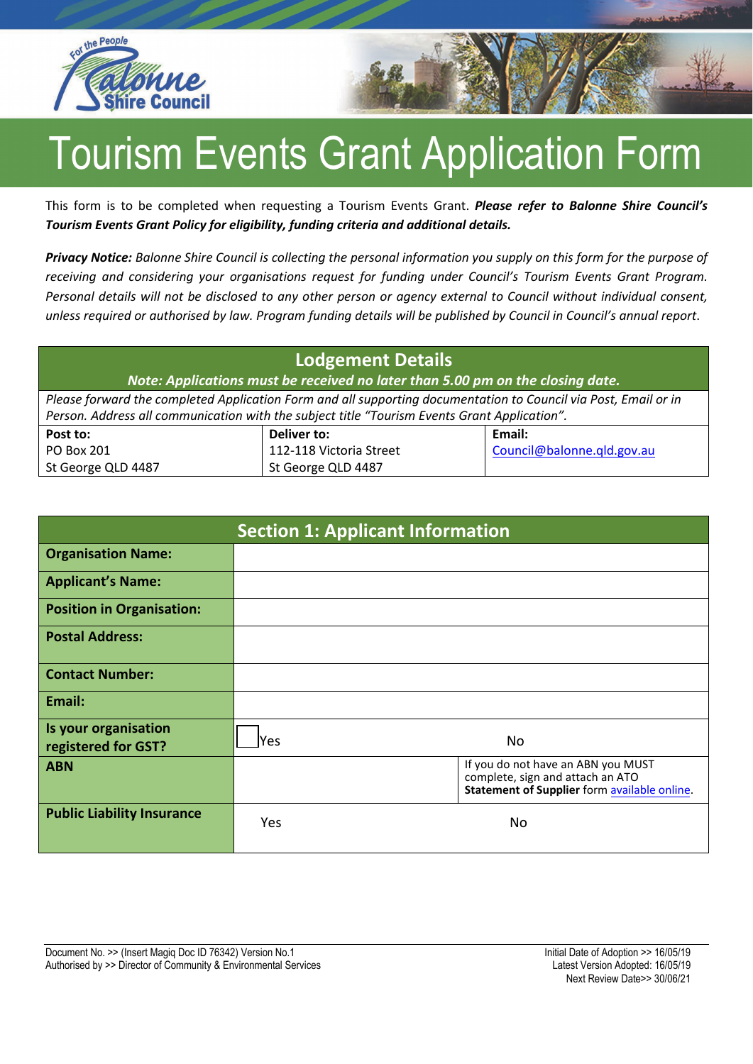# Tourism Events Grant Application Form

This form is to be completed when requesting a Tourism Events Grant. ***Please refer to Balonne Shire Council's Tourism Events Grant Policy for eligibility, funding criteria and additional details.***

***Privacy Notice:*** *Balonne Shire Council is collecting the personal information you supply on this form for the purpose of receiving and considering your organisations request for funding under Council's Tourism Events Grant Program. Personal details will not be disclosed to any other person or agency external to Council without individual consent, unless required or authorised by law. Program funding details will be published by Council in Council's annual report.*

| **Lodgement Details**<br>***Note: Applications must be received no later than 5.00 pm on the closing date.*** | | |
|---|---|---|
| *Please forward the completed Application Form and all supporting documentation to Council via Post, Email or in Person. Address all communication with the subject title "Tourism Events Grant Application".* | | |
| **Post to:**<br>PO Box 201<br>St George QLD 4487 | **Deliver to:**<br>112-118 Victoria Street<br>St George QLD 4487 | **Email:**<br>Council@balonne.qld.gov.au |

| **Section 1: Applicant Information** | | |
|---|---|---|
| **Organisation Name:** | | |
| **Applicant's Name:** | | |
| **Position in Organisation:** | | |
| **Postal Address:** | | |
| **Contact Number:** | | |
| **Email:** | | |
| **Is your organisation registered for GST?** | ☐ Yes | No |
| **ABN** | | If you do not have an ABN you MUST complete, sign and attach an ATO **Statement of Supplier** form available online. |
| **Public Liability Insurance** | Yes | No |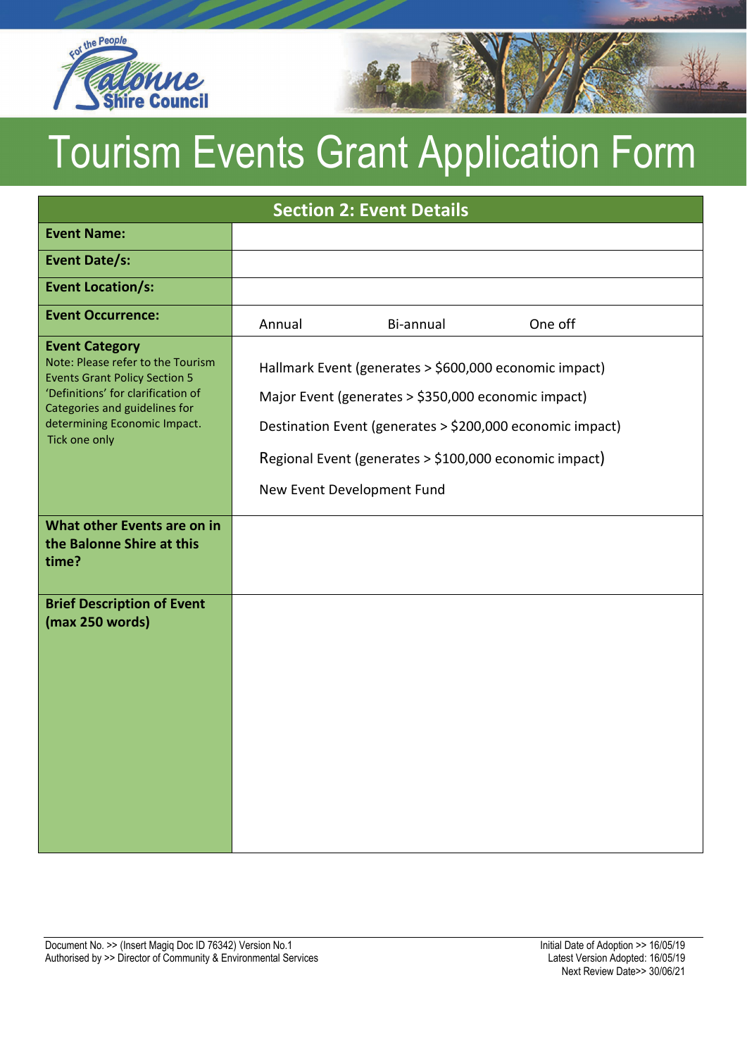# Tourism Events Grant Application Form

| Section 2: Event Details | |
|---|---|
| **Event Name:** | |
| **Event Date/s:** | |
| **Event Location/s:** | |
| **Event Occurrence:** | Annual    Bi-annual    One off |
| **Event Category**<br>Note: Please refer to the Tourism Events Grant Policy Section 5 'Definitions' for clarification of Categories and guidelines for determining Economic Impact.<br>Tick one only | Hallmark Event (generates > $600,000 economic impact)<br>Major Event (generates > $350,000 economic impact)<br>Destination Event (generates > $200,000 economic impact)<br>Regional Event (generates > $100,000 economic impact)<br>New Event Development Fund |
| **What other Events are on in the Balonne Shire at this time?** | |
| **Brief Description of Event (max 250 words)** | |

Document No. >> (Insert Magiq Doc ID 76342) Version No.1
Authorised by >> Director of Community & Environmental Services

Initial Date of Adoption >> 16/05/19
Latest Version Adopted: 16/05/19
Next Review Date>> 30/06/21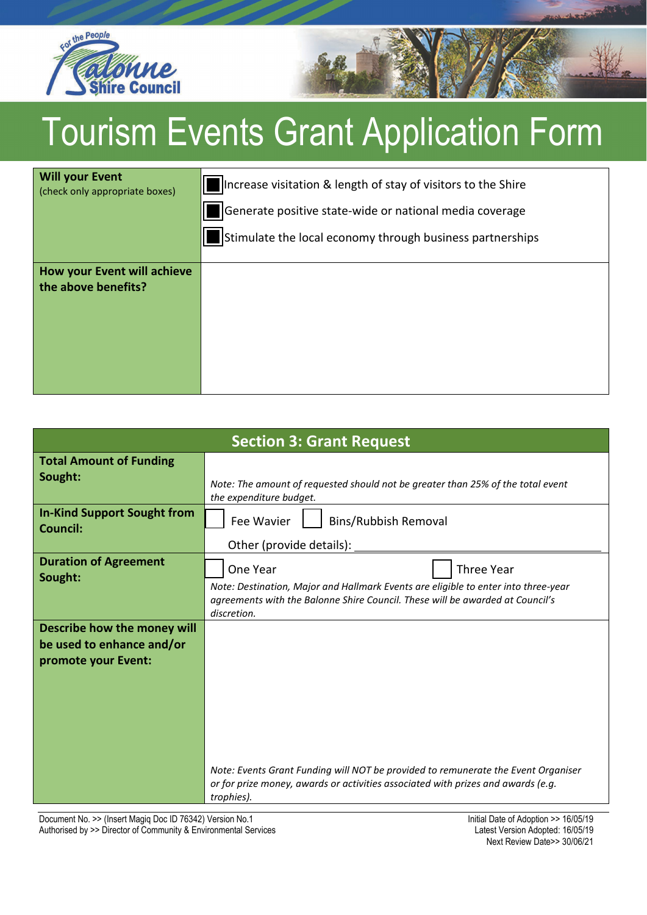# Tourism Events Grant Application Form

| | |
|---|---|
| **Will your Event** (check only appropriate boxes) | ☐ Increase visitation & length of stay of visitors to the Shire<br>☐ Generate positive state-wide or national media coverage<br>☐ Stimulate the local economy through business partnerships |
| **How your Event will achieve the above benefits?** | |

| **Section 3: Grant Request** | |
|---|---|
| **Total Amount of Funding Sought:** | *Note: The amount of requested should not be greater than 25% of the total event the expenditure budget.* |
| **In-Kind Support Sought from Council:** | ☐ Fee Wavier ☐ Bins/Rubbish Removal<br>Other (provide details): ____________ |
| **Duration of Agreement Sought:** | ☐ One Year ☐ Three Year<br>*Note: Destination, Major and Hallmark Events are eligible to enter into three-year agreements with the Balonne Shire Council. These will be awarded at Council's discretion.* |
| **Describe how the money will be used to enhance and/or promote your Event:** | *Note: Events Grant Funding will NOT be provided to remunerate the Event Organiser or for prize money, awards or activities associated with prizes and awards (e.g. trophies).* |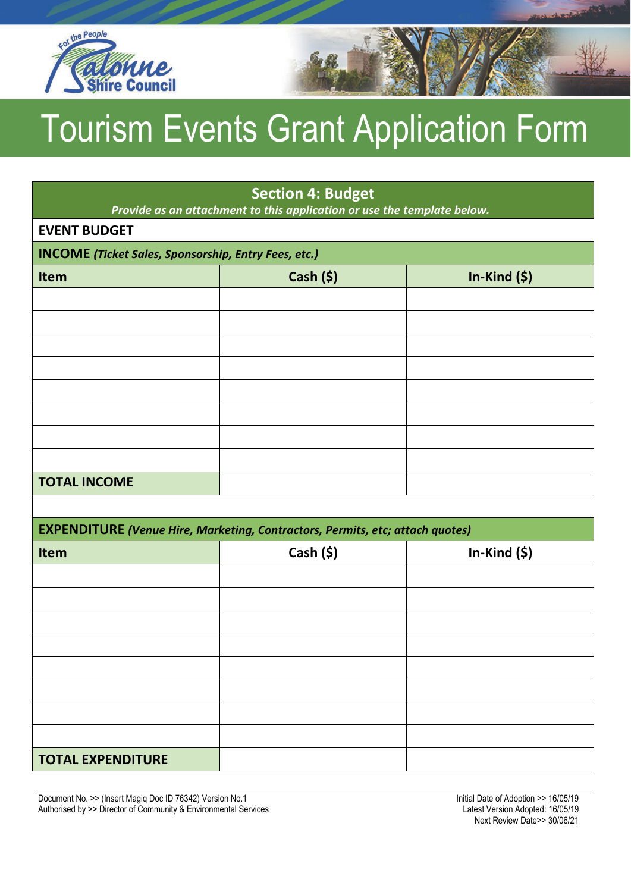# Tourism Events Grant Application Form

## Section 4: Budget

*Provide as an attachment to this application or use the template below.*

**EVENT BUDGET**

**INCOME** *(Ticket Sales, Sponsorship, Entry Fees, etc.)*

| Item | Cash ($) | In-Kind ($) |
|---|---|---|
| | | |
| | | |
| | | |
| | | |
| | | |
| | | |
| | | |
| | | |
| **TOTAL INCOME** | | |

**EXPENDITURE** *(Venue Hire, Marketing, Contractors, Permits, etc; attach quotes)*

| Item | Cash ($) | In-Kind ($) |
|---|---|---|
| | | |
| | | |
| | | |
| | | |
| | | |
| | | |
| | | |
| | | |
| **TOTAL EXPENDITURE** | | |

Document No. >> (Insert Magiq Doc ID 76342) Version No.1
Authorised by >> Director of Community & Environmental Services

Initial Date of Adoption >> 16/05/19
Latest Version Adopted: 16/05/19
Next Review Date>> 30/06/21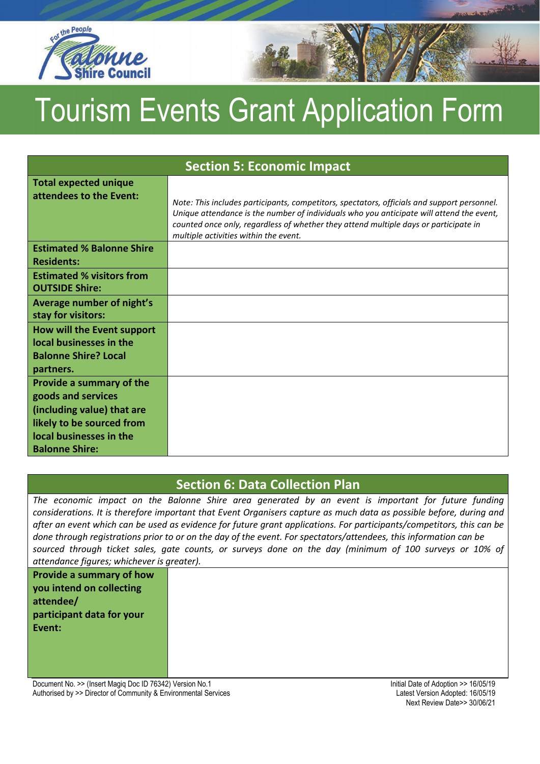# Tourism Events Grant Application Form

| Section 5: Economic Impact | |
| --- | --- |
| **Total expected unique attendees to the Event:** | *Note: This includes participants, competitors, spectators, officials and support personnel. Unique attendance is the number of individuals who you anticipate will attend the event, counted once only, regardless of whether they attend multiple days or participate in multiple activities within the event.* |
| **Estimated % Balonne Shire Residents:** | |
| **Estimated % visitors from OUTSIDE Shire:** | |
| **Average number of night's stay for visitors:** | |
| **How will the Event support local businesses in the Balonne Shire? Local partners.** | |
| **Provide a summary of the goods and services (including value) that are likely to be sourced from local businesses in the Balonne Shire:** | |

| Section 6: Data Collection Plan | |
| --- | --- |
| *The economic impact on the Balonne Shire area generated by an event is important for future funding considerations. It is therefore important that Event Organisers capture as much data as possible before, during and after an event which can be used as evidence for future grant applications. For participants/competitors, this can be done through registrations prior to or on the day of the event. For spectators/attendees, this information can be sourced through ticket sales, gate counts, or surveys done on the day (minimum of 100 surveys or 10% of attendance figures; whichever is greater).* | |
| **Provide a summary of how you intend on collecting attendee/ participant data for your Event:** | |

Document No. >> (Insert Magiq Doc ID 76342) Version No.1
Authorised by >> Director of Community & Environmental Services

Initial Date of Adoption >> 16/05/19
Latest Version Adopted: 16/05/19
Next Review Date>> 30/06/21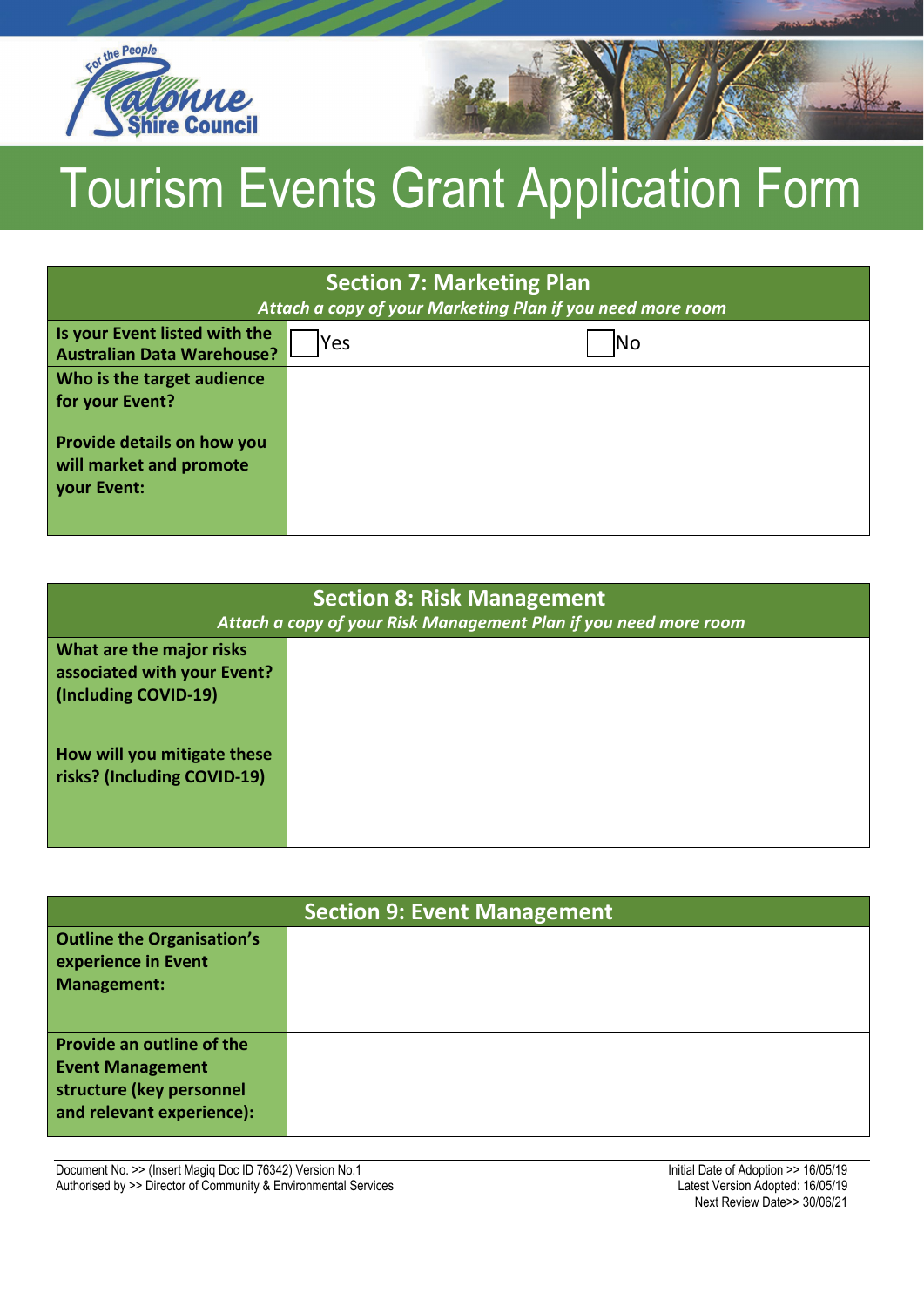# Tourism Events Grant Application Form

| Section 7: Marketing Plan *Attach a copy of your Marketing Plan if you need more room* | | |
|---|---|---|
| **Is your Event listed with the Australian Data Warehouse?** | ☐ Yes | ☐ No |
| **Who is the target audience for your Event?** | | |
| **Provide details on how you will market and promote your Event:** | | |

| Section 8: Risk Management *Attach a copy of your Risk Management Plan if you need more room* | |
|---|---|
| **What are the major risks associated with your Event? (Including COVID-19)** | |
| **How will you mitigate these risks? (Including COVID-19)** | |

| Section 9: Event Management | |
|---|---|
| **Outline the Organisation's experience in Event Management:** | |
| **Provide an outline of the Event Management structure (key personnel and relevant experience):** | |

Document No. >> (Insert Magiq Doc ID 76342) Version No.1
Authorised by >> Director of Community & Environmental Services

Initial Date of Adoption >> 16/05/19
Latest Version Adopted: 16/05/19
Next Review Date>> 30/06/21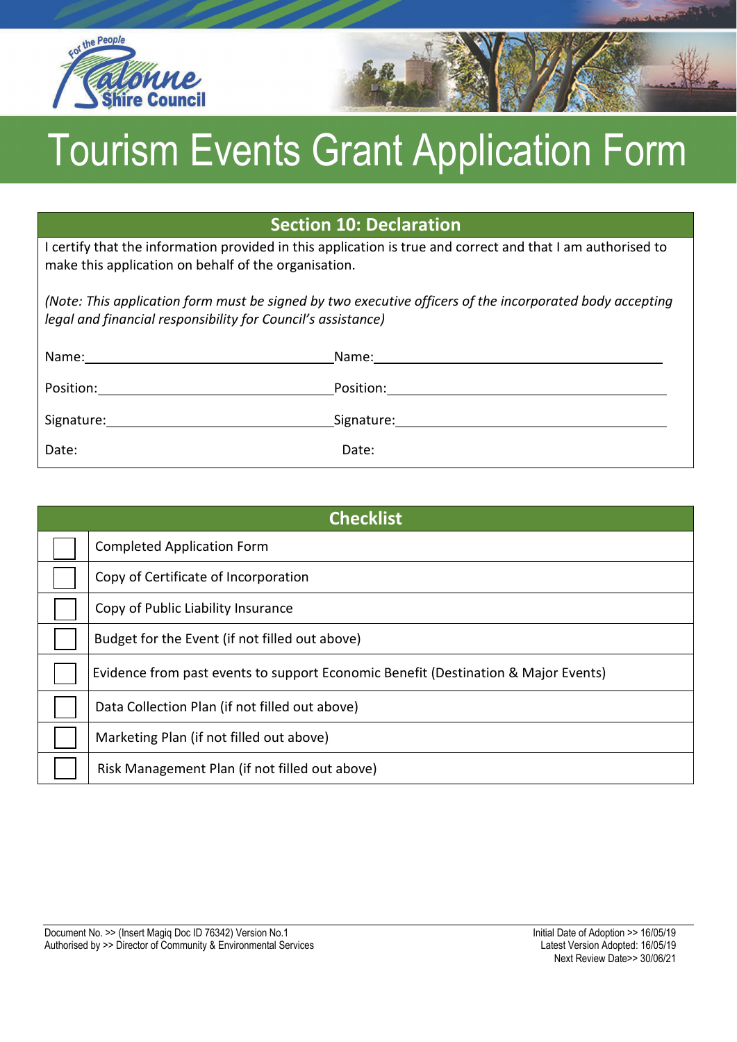# Tourism Events Grant Application Form

## Section 10: Declaration

I certify that the information provided in this application is true and correct and that I am authorised to make this application on behalf of the organisation.

*(Note: This application form must be signed by two executive officers of the incorporated body accepting legal and financial responsibility for Council's assistance)*

| | |
|---|---|
| Name: | Name: |
| Position: | Position: |
| Signature: | Signature: |
| Date: | Date: |

## Checklist

| | |
|---|---|
| ☐ | Completed Application Form |
| ☐ | Copy of Certificate of Incorporation |
| ☐ | Copy of Public Liability Insurance |
| ☐ | Budget for the Event (if not filled out above) |
| ☐ | Evidence from past events to support Economic Benefit (Destination & Major Events) |
| ☐ | Data Collection Plan (if not filled out above) |
| ☐ | Marketing Plan (if not filled out above) |
| ☐ | Risk Management Plan (if not filled out above) |

Document No. >> (Insert Magiq Doc ID 76342) Version No.1
Authorised by >> Director of Community & Environmental Services

Initial Date of Adoption >> 16/05/19
Latest Version Adopted: 16/05/19
Next Review Date>> 30/06/21